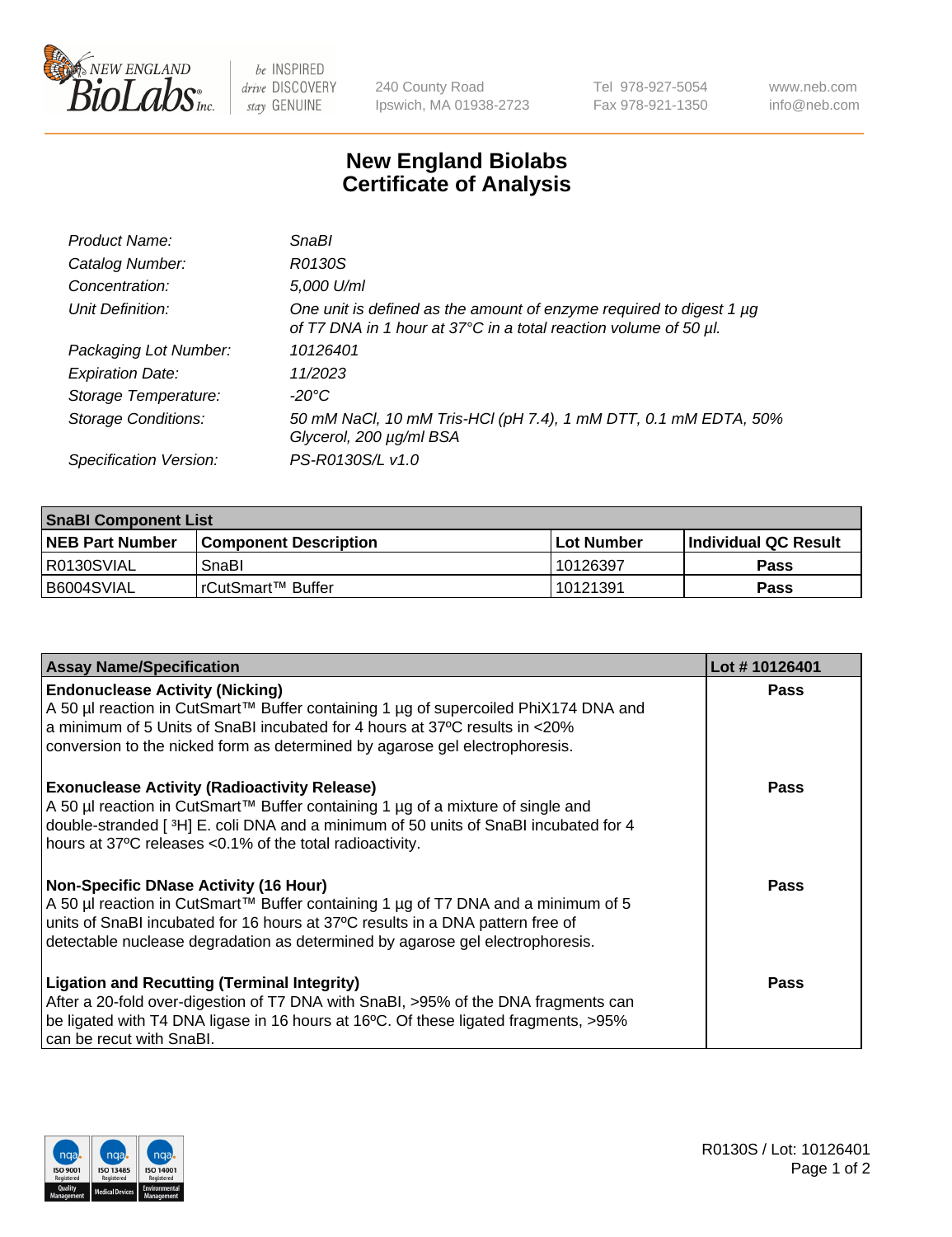# New England Biolabs
## Certificate of Analysis

| | |
|---|---|
| *Product Name:* | *SnaBI* |
| *Catalog Number:* | *R0130S* |
| *Concentration:* | *5,000 U/ml* |
| *Unit Definition:* | *One unit is defined as the amount of enzyme required to digest 1 µg of T7 DNA in 1 hour at 37°C in a total reaction volume of 50 µl.* |
| *Packaging Lot Number:* | *10126401* |
| *Expiration Date:* | *11/2023* |
| *Storage Temperature:* | *-20°C* |
| *Storage Conditions:* | *50 mM NaCl, 10 mM Tris-HCl (pH 7.4), 1 mM DTT, 0.1 mM EDTA, 50% Glycerol, 200 µg/ml BSA* |
| *Specification Version:* | *PS-R0130S/L v1.0* |

| **SnaBI Component List** | | | |
|---|---|---|---|
| **NEB Part Number** | **Component Description** | **Lot Number** | **Individual QC Result** |
| R0130SVIAL | SnaBI | 10126397 | **Pass** |
| B6004SVIAL | rCutSmart™ Buffer | 10121391 | **Pass** |

| **Assay Name/Specification** | **Lot # 10126401** |
|---|---|
| **Endonuclease Activity (Nicking)** A 50 µl reaction in CutSmart™ Buffer containing 1 µg of supercoiled PhiX174 DNA and a minimum of 5 Units of SnaBI incubated for 4 hours at 37ºC results in <20% conversion to the nicked form as determined by agarose gel electrophoresis. | **Pass** |
| **Exonuclease Activity (Radioactivity Release)** A 50 µl reaction in CutSmart™ Buffer containing 1 µg of a mixture of single and double-stranded [ $^3$H] E. coli DNA and a minimum of 50 units of SnaBI incubated for 4 hours at 37ºC releases <0.1% of the total radioactivity. | **Pass** |
| **Non-Specific DNase Activity (16 Hour)** A 50 µl reaction in CutSmart™ Buffer containing 1 µg of T7 DNA and a minimum of 5 units of SnaBI incubated for 16 hours at 37ºC results in a DNA pattern free of detectable nuclease degradation as determined by agarose gel electrophoresis. | **Pass** |
| **Ligation and Recutting (Terminal Integrity)** After a 20-fold over-digestion of T7 DNA with SnaBI, >95% of the DNA fragments can be ligated with T4 DNA ligase in 16 hours at 16ºC. Of these ligated fragments, >95% can be recut with SnaBI. | **Pass** |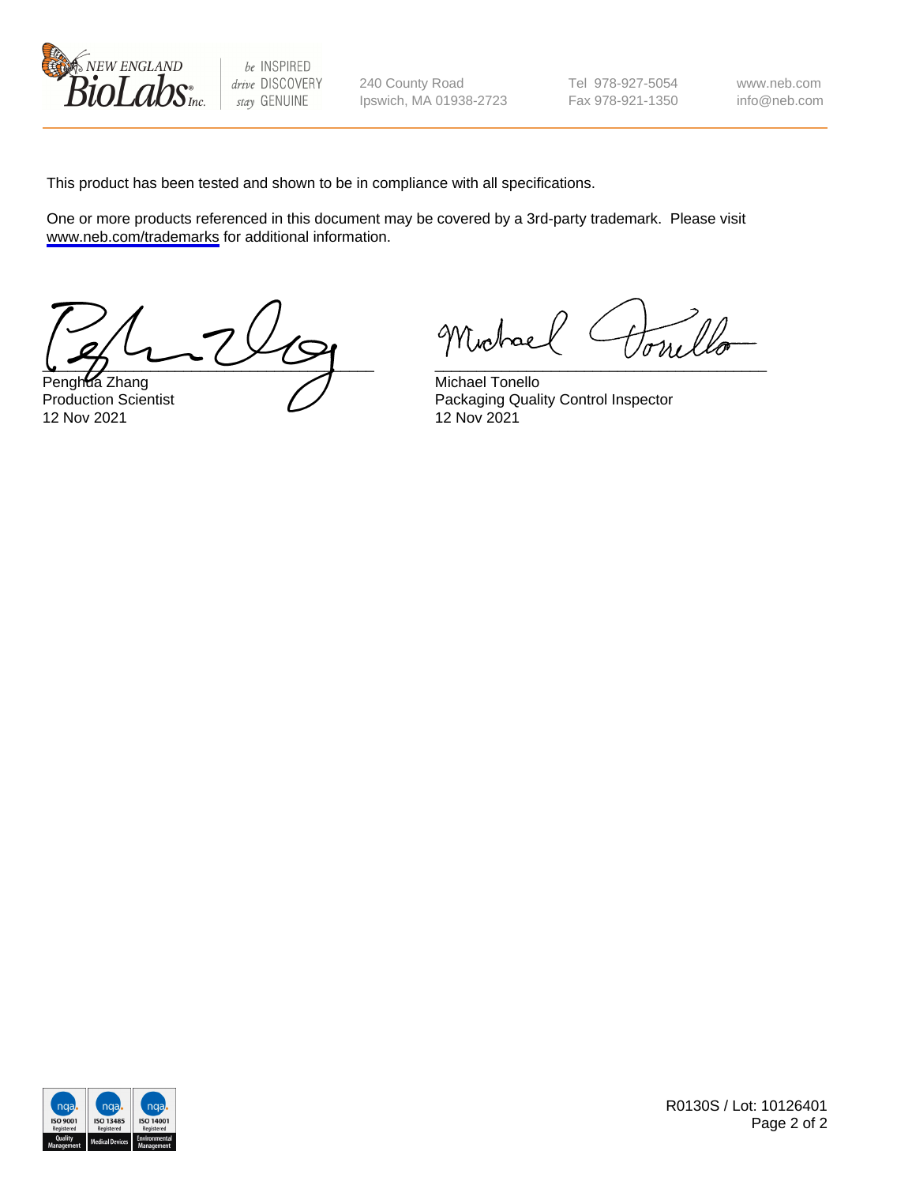This product has been tested and shown to be in compliance with all specifications.

One or more products referenced in this document may be covered by a 3rd-party trademark. Please visit www.neb.com/trademarks for additional information.

Penghua Zhang
Production Scientist
12 Nov 2021

Michael Tonello
Packaging Quality Control Inspector
12 Nov 2021

R0130S / Lot: 10126401